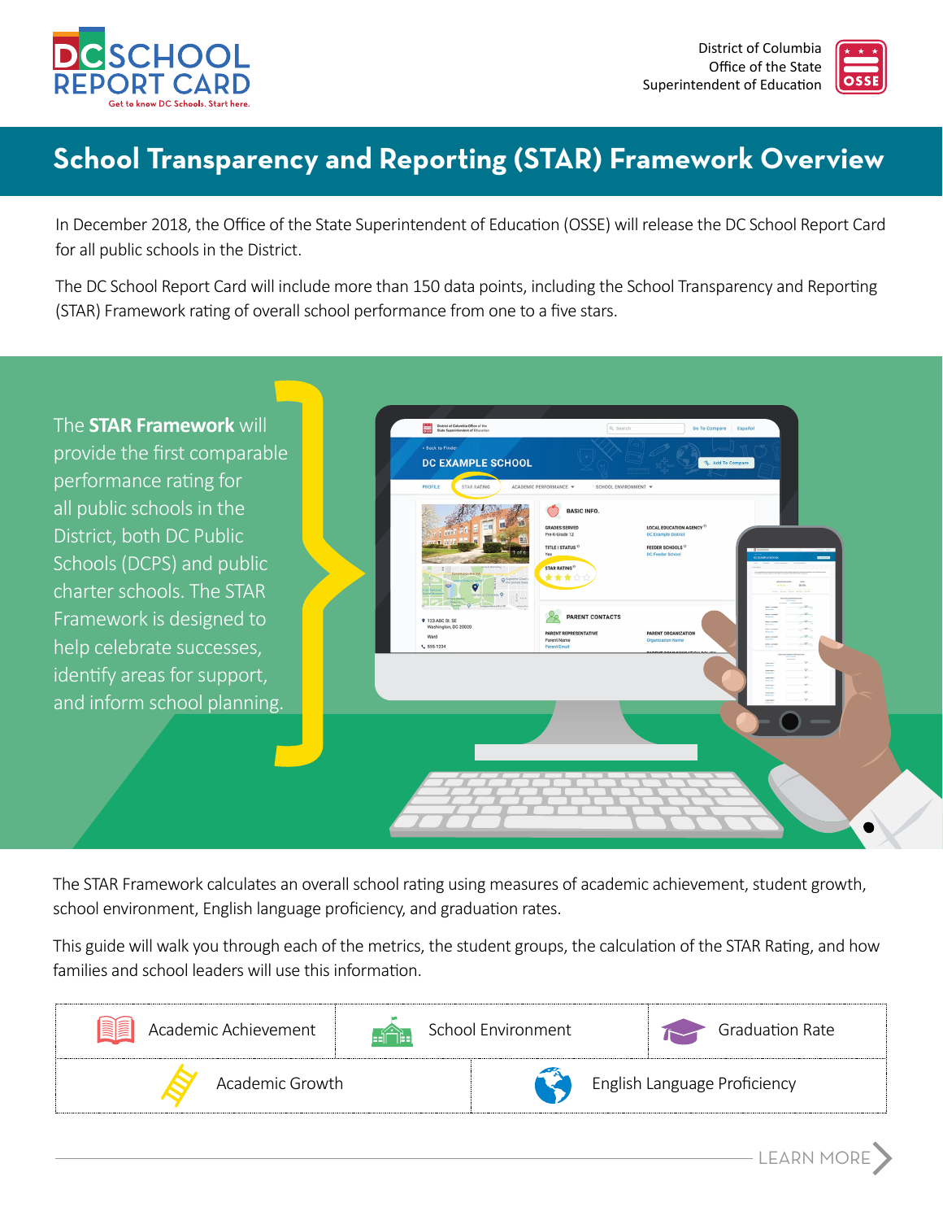DC SCHOOL REPORT CARD
Get to know DC Schools. Start here.

District of Columbia Office of the State Superintendent of Education

# School Transparency and Reporting (STAR) Framework Overview

In December 2018, the Office of the State Superintendent of Education (OSSE) will release the DC School Report Card for all public schools in the District.

The DC School Report Card will include more than 150 data points, including the School Transparency and Reporting (STAR) Framework rating of overall school performance from one to a five stars.

The **STAR Framework** will provide the first comparable performance rating for all public schools in the District, both DC Public Schools (DCPS) and public charter schools. The STAR Framework is designed to help celebrate successes, identify areas for support, and inform school planning.

The STAR Framework calculates an overall school rating using measures of academic achievement, student growth, school environment, English language proficiency, and graduation rates.

This guide will walk you through each of the metrics, the student groups, the calculation of the STAR Rating, and how families and school leaders will use this information.

- Academic Achievement
- School Environment
- Graduation Rate
- Academic Growth
- English Language Proficiency

LEARN MORE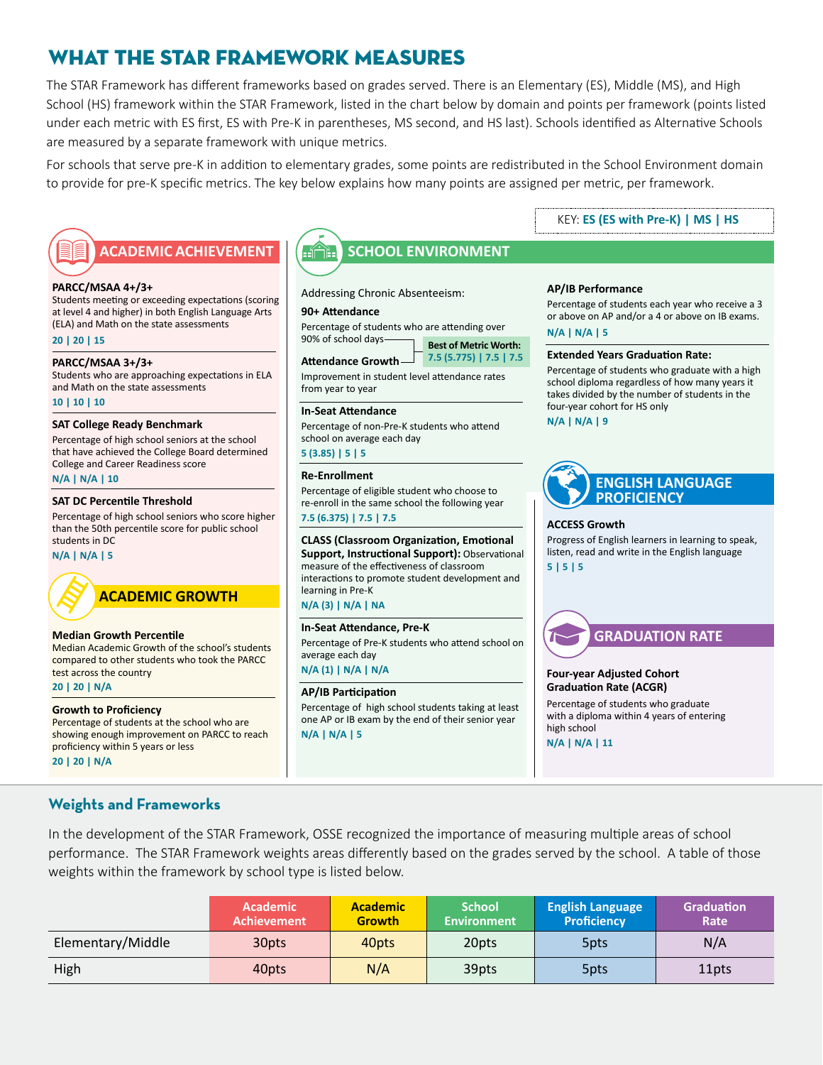# WHAT THE STAR FRAMEWORK MEASURES

The STAR Framework has different frameworks based on grades served. There is an Elementary (ES), Middle (MS), and High School (HS) framework within the STAR Framework, listed in the chart below by domain and points per framework (points listed under each metric with ES first, ES with Pre-K in parentheses, MS second, and HS last). Schools identified as Alternative Schools are measured by a separate framework with unique metrics.

For schools that serve pre-K in addition to elementary grades, some points are redistributed in the School Environment domain to provide for pre-K specific metrics. The key below explains how many points are assigned per metric, per framework.

KEY: **ES (ES with Pre-K) | MS | HS**

## ACADEMIC ACHIEVEMENT

**PARCC/MSAA 4+/3+**
Students meeting or exceeding expectations (scoring at level 4 and higher) in both English Language Arts (ELA) and Math on the state assessments
**20 | 20 | 15**

**PARCC/MSAA 3+/3+**
Students who are approaching expectations in ELA and Math on the state assessments
**10 | 10 | 10**

**SAT College Ready Benchmark**
Percentage of high school seniors at the school that have achieved the College Board determined College and Career Readiness score
**N/A | N/A | 10**

**SAT DC Percentile Threshold**
Percentage of high school seniors who score higher than the 50th percentile score for public school students in DC
**N/A | N/A | 5**

## ACADEMIC GROWTH

**Median Growth Percentile**
Median Academic Growth of the school's students compared to other students who took the PARCC test across the country
**20 | 20 | N/A**

**Growth to Proficiency**
Percentage of students at the school who are showing enough improvement on PARCC to reach proficiency within 5 years or less
**20 | 20 | N/A**

## SCHOOL ENVIRONMENT

Addressing Chronic Absenteeism:

**90+ Attendance**
Percentage of students who are attending over 90% of school days

**Attendance Growth**
Improvement in student level attendance rates from year to year

**Best of Metric Worth: 7.5 (5.775) | 7.5 | 7.5**

**In-Seat Attendance**
Percentage of non-Pre-K students who attend school on average each day
**5 (3.85) | 5 | 5**

**Re-Enrollment**
Percentage of eligible student who choose to re-enroll in the same school the following year
**7.5 (6.375) | 7.5 | 7.5**

**CLASS (Classroom Organization, Emotional Support, Instructional Support):** Observational measure of the effectiveness of classroom interactions to promote student development and learning in Pre-K
**N/A (3) | N/A | NA**

**In-Seat Attendance, Pre-K**
Percentage of Pre-K students who attend school on average each day
**N/A (1) | N/A | N/A**

**AP/IB Participation**
Percentage of high school students taking at least one AP or IB exam by the end of their senior year
**N/A | N/A | 5**

**AP/IB Performance**
Percentage of students each year who receive a 3 or above on AP and/or a 4 or above on IB exams.
**N/A | N/A | 5**

**Extended Years Graduation Rate:**
Percentage of students who graduate with a high school diploma regardless of how many years it takes divided by the number of students in the four-year cohort for HS only
**N/A | N/A | 9**

## ENGLISH LANGUAGE PROFICIENCY

**ACCESS Growth**
Progress of English learners in learning to speak, listen, read and write in the English language
**5 | 5 | 5**

## GRADUATION RATE

**Four-year Adjusted Cohort Graduation Rate (ACGR)**
Percentage of students who graduate with a diploma within 4 years of entering high school
**N/A | N/A | 11**

## Weights and Frameworks

In the development of the STAR Framework, OSSE recognized the importance of measuring multiple areas of school performance. The STAR Framework weights areas differently based on the grades served by the school. A table of those weights within the framework by school type is listed below.

| | Academic Achievement | Academic Growth | School Environment | English Language Proficiency | Graduation Rate |
|---|---|---|---|---|---|
| Elementary/Middle | 30pts | 40pts | 20pts | 5pts | N/A |
| High | 40pts | N/A | 39pts | 5pts | 11pts |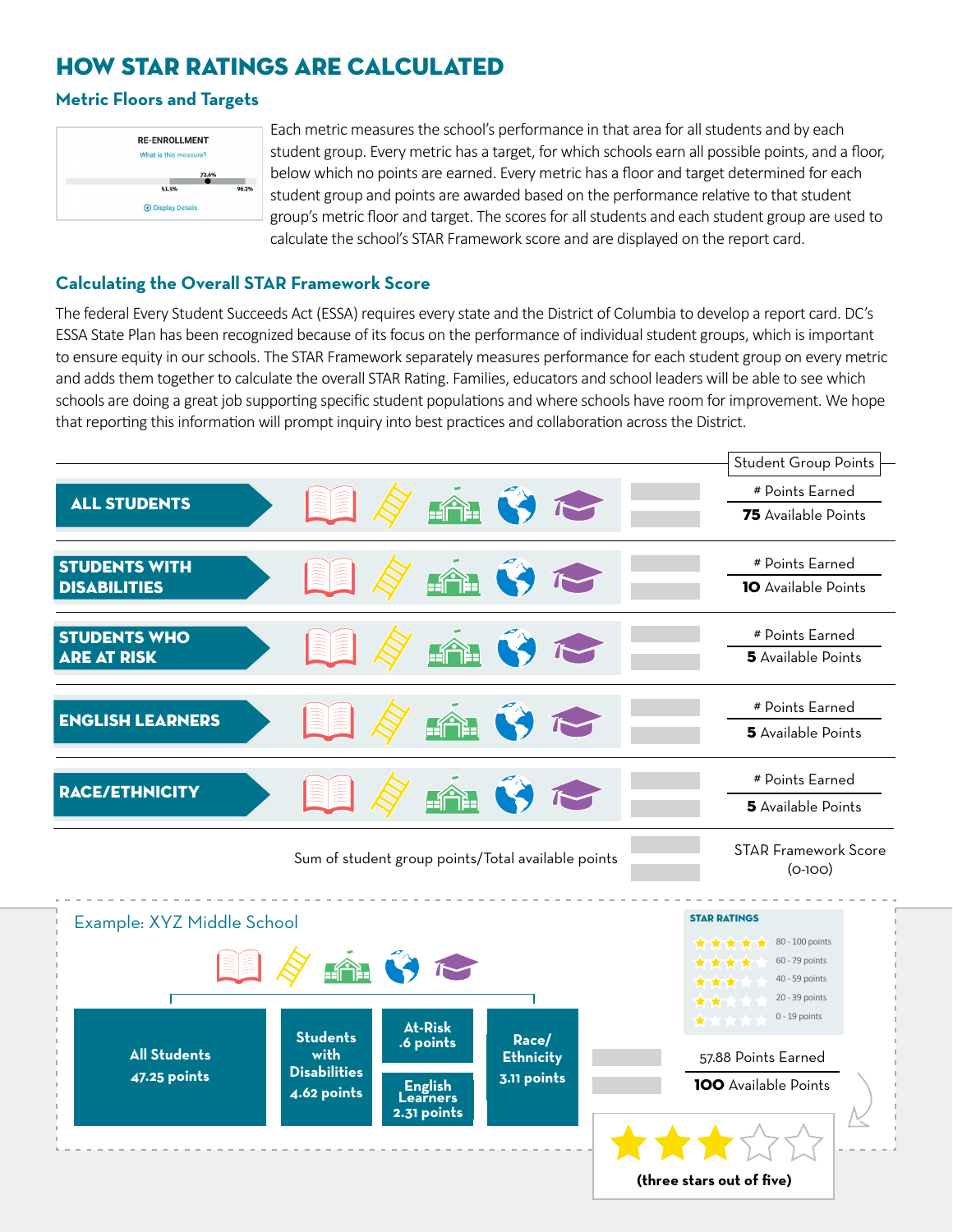# HOW STAR RATINGS ARE CALCULATED

## Metric Floors and Targets

RE-ENROLLMENT
What is this measure?
72.6%
51.5% 96.2%
Display Details

Each metric measures the school's performance in that area for all students and by each student group. Every metric has a target, for which schools earn all possible points, and a floor, below which no points are earned. Every metric has a floor and target determined for each student group and points are awarded based on the performance relative to that student group's metric floor and target. The scores for all students and each student group are used to calculate the school's STAR Framework score and are displayed on the report card.

## Calculating the Overall STAR Framework Score

The federal Every Student Succeeds Act (ESSA) requires every state and the District of Columbia to develop a report card. DC's ESSA State Plan has been recognized because of its focus on the performance of individual student groups, which is important to ensure equity in our schools. The STAR Framework separately measures performance for each student group on every metric and adds them together to calculate the overall STAR Rating. Families, educators and school leaders will be able to see which schools are doing a great job supporting specific student populations and where schools have room for improvement. We hope that reporting this information will prompt inquiry into best practices and collaboration across the District.

| Student Group | Student Group Points |
|---|---|
| ALL STUDENTS | # Points Earned / **75** Available Points |
| STUDENTS WITH DISABILITIES | # Points Earned / **10** Available Points |
| STUDENTS WHO ARE AT RISK | # Points Earned / **5** Available Points |
| ENGLISH LEARNERS | # Points Earned / **5** Available Points |
| RACE/ETHNICITY | # Points Earned / **5** Available Points |
| Sum of student group points/Total available points | STAR Framework Score (0-100) |

### Example: XYZ Middle School

- **All Students** 47.25 points
- **Students with Disabilities** 4.62 points
- **At-Risk** .6 points
- **English Learners** 2.31 points
- **Race/Ethnicity** 3.11 points

57.88 Points Earned / **100** Available Points

**STAR RATINGS**

| Stars | Points |
|---|---|
| 5 stars | 80 - 100 points |
| 4 stars | 60 - 79 points |
| 3 stars | 40 - 59 points |
| 2 stars | 20 - 39 points |
| 1 star | 0 - 19 points |

**(three stars out of five)**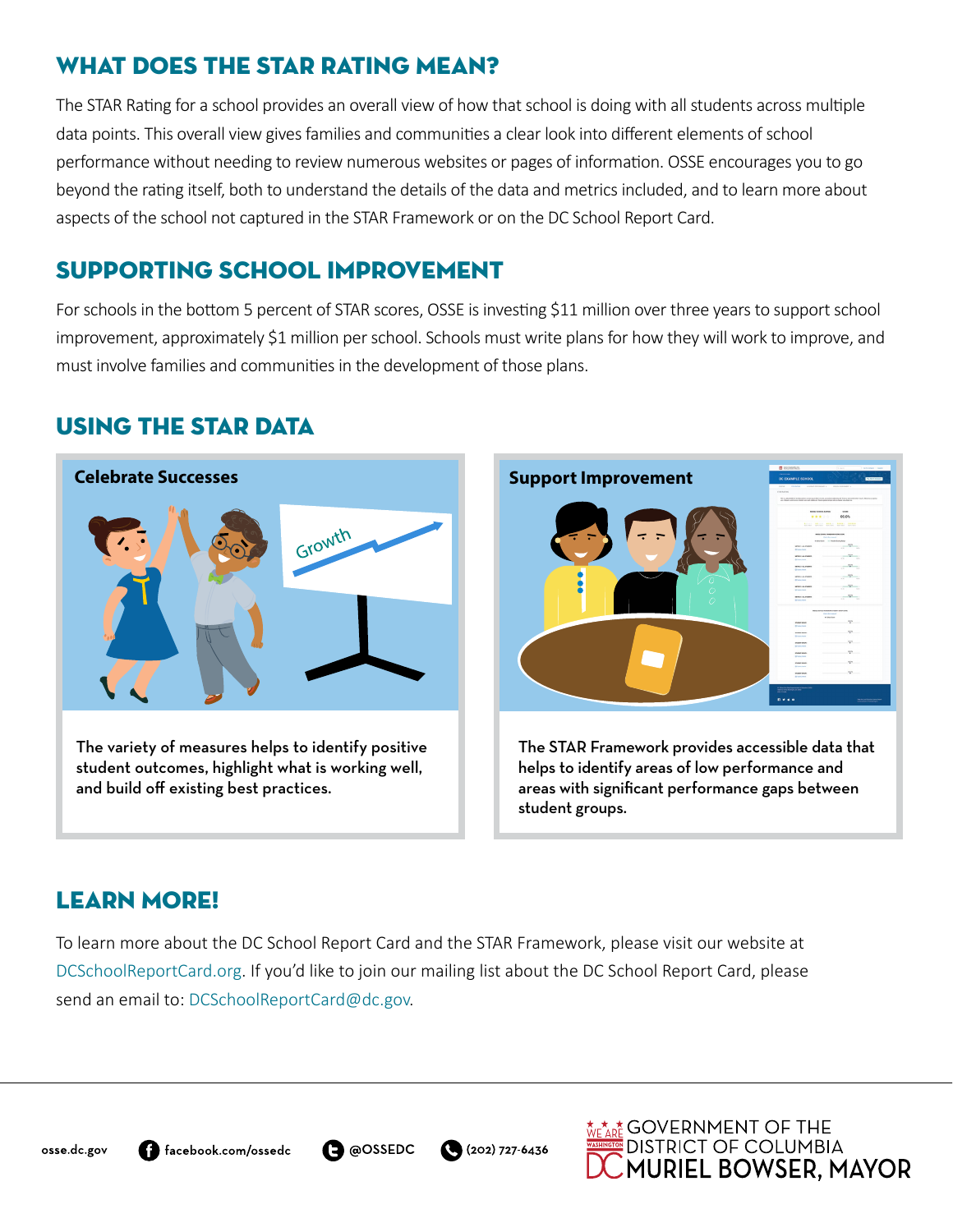## WHAT DOES THE STAR RATING MEAN?

The STAR Rating for a school provides an overall view of how that school is doing with all students across multiple data points. This overall view gives families and communities a clear look into different elements of school performance without needing to review numerous websites or pages of information. OSSE encourages you to go beyond the rating itself, both to understand the details of the data and metrics included, and to learn more about aspects of the school not captured in the STAR Framework or on the DC School Report Card.

## SUPPORTING SCHOOL IMPROVEMENT

For schools in the bottom 5 percent of STAR scores, OSSE is investing $11 million over three years to support school improvement, approximately $1 million per school. Schools must write plans for how they will work to improve, and must involve families and communities in the development of those plans.

## USING THE STAR DATA

### Celebrate Successes

Growth

**The variety of measures helps to identify positive student outcomes, highlight what is working well, and build off existing best practices.**

### Support Improvement

**The STAR Framework provides accessible data that helps to identify areas of low performance and areas with significant performance gaps between student groups.**

## LEARN MORE!

To learn more about the DC School Report Card and the STAR Framework, please visit our website at DCSchoolReportCard.org. If you'd like to join our mailing list about the DC School Report Card, please send an email to: DCSchoolReportCard@dc.gov.

osse.dc.gov | facebook.com/ossedc | @OSSEDC | (202) 727-6436

GOVERNMENT OF THE DISTRICT OF COLUMBIA
MURIEL BOWSER, MAYOR